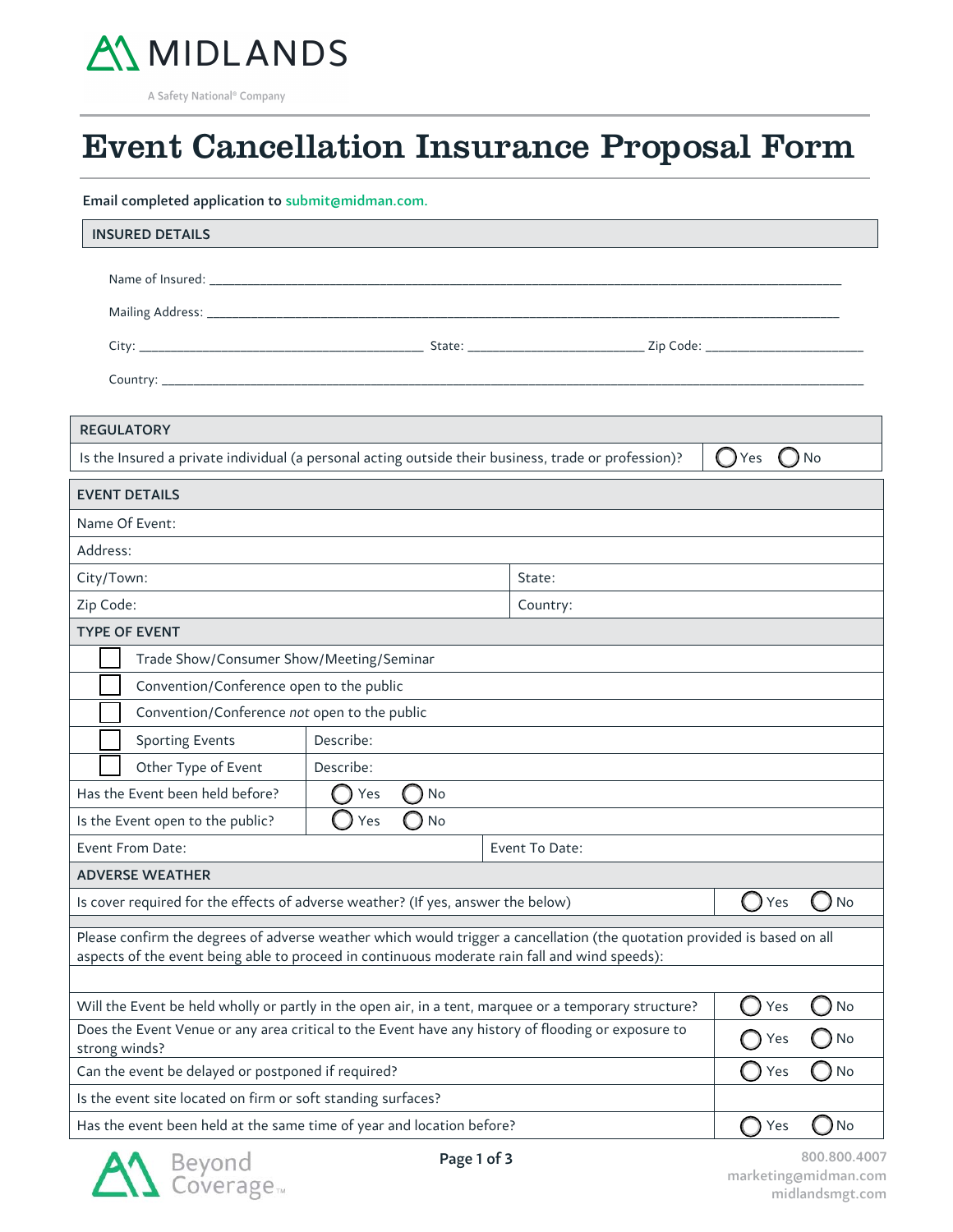MIDLANDS

A Safety National® Company

# Event Cancellation Insurance Proposal Form

**Email completed application to submit@midman.com.**

## INSURED DETAILS

Name of Insured: ______________________________

Mailing Address: ______________________________

City: ____________________ State: ____________ Zip Code: ____________

Country: ______________________________

| REGULATORY | |
|---|---|
| Is the Insured a private individual (a personal acting outside their business, trade or profession)? | ◯ Yes ◯ No |

| EVENT DETAILS | | | |
|---|---|---|---|
| Name Of Event: | | | |
| Address: | | | |
| City/Town: | | State: | |
| Zip Code: | | Country: | |
| **TYPE OF EVENT** | | | |
| ☐ Trade Show/Consumer Show/Meeting/Seminar | | | |
| ☐ Convention/Conference open to the public | | | |
| ☐ Convention/Conference *not* open to the public | | | |
| ☐ Sporting Events | Describe: | | |
| ☐ Other Type of Event | Describe: | | |
| Has the Event been held before? | ◯ Yes ◯ No | | |
| Is the Event open to the public? | ◯ Yes ◯ No | | |
| Event From Date: | | Event To Date: | |

| ADVERSE WEATHER | |
|---|---|
| Is cover required for the effects of adverse weather? (If yes, answer the below) | ◯ Yes ◯ No |
| Please confirm the degrees of adverse weather which would trigger a cancellation (the quotation provided is based on all aspects of the event being able to proceed in continuous moderate rain fall and wind speeds): | |
| | |
| Will the Event be held wholly or partly in the open air, in a tent, marquee or a temporary structure? | ◯ Yes ◯ No |
| Does the Event Venue or any area critical to the Event have any history of flooding or exposure to strong winds? | ◯ Yes ◯ No |
| Can the event be delayed or postponed if required? | ◯ Yes ◯ No |
| Is the event site located on firm or soft standing surfaces? | |
| Has the event been held at the same time of year and location before? | ◯ Yes ◯ No |

Beyond Coverage™

800.800.4007
marketing@midman.com
midlandsmgt.com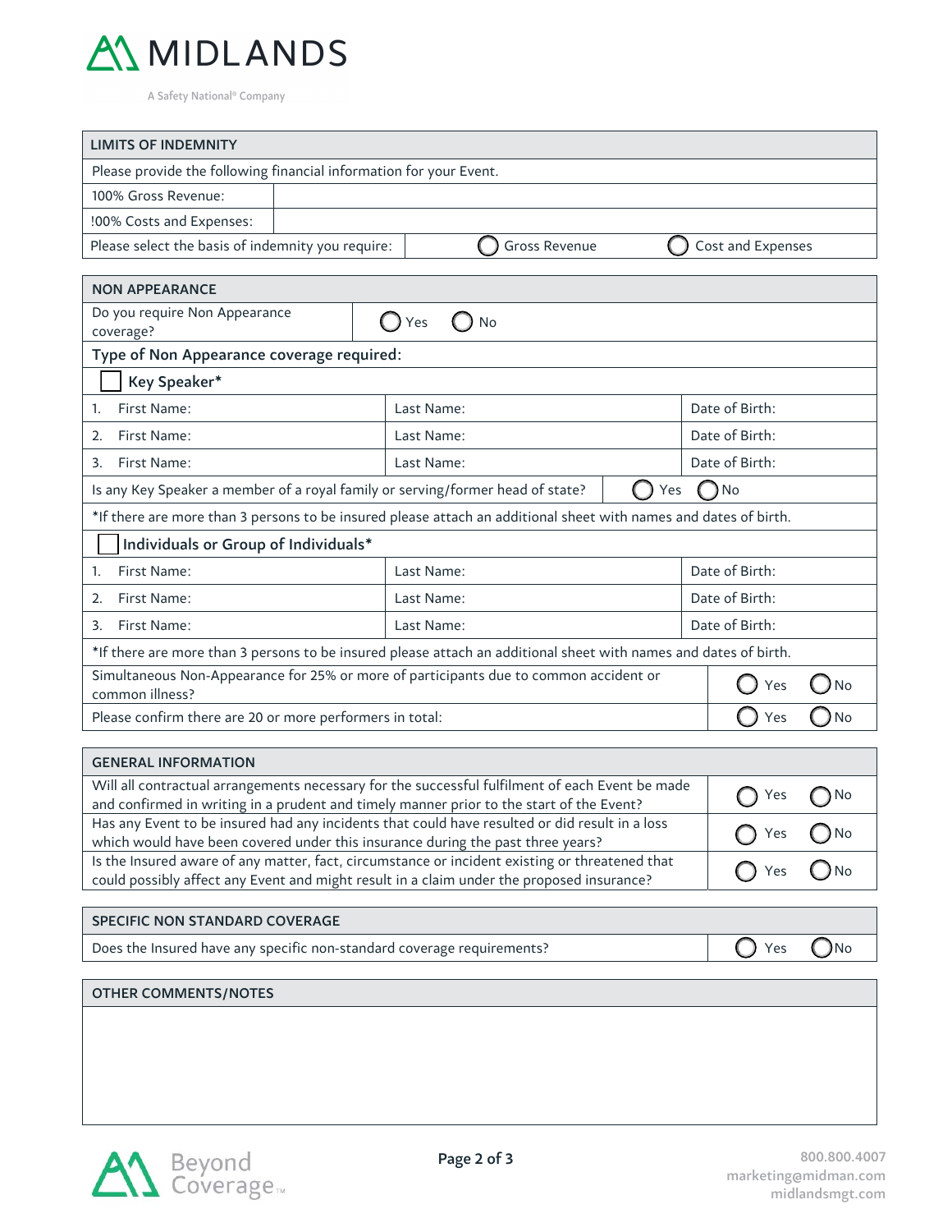**MIDLANDS**

A Safety National® Company

| LIMITS OF INDEMNITY | | | |
|---|---|---|---|
| Please provide the following financial information for your Event. | | | |
| 100% Gross Revenue: | | | |
| !00% Costs and Expenses: | | | |
| Please select the basis of indemnity you require: | | ◯ Gross Revenue | ◯ Cost and Expenses |

| NON APPEARANCE | | |
|---|---|---|
| Do you require Non Appearance coverage? | ◯ Yes ◯ No | |
| **Type of Non Appearance coverage required:** | | |
| ☐ **Key Speaker*** | | |
| 1. First Name: | Last Name: | Date of Birth: |
| 2. First Name: | Last Name: | Date of Birth: |
| 3. First Name: | Last Name: | Date of Birth: |
| Is any Key Speaker a member of a royal family or serving/former head of state? | | ◯ Yes ◯ No |
| *If there are more than 3 persons to be insured please attach an additional sheet with names and dates of birth. | | |
| ☐ **Individuals or Group of Individuals*** | | |
| 1. First Name: | Last Name: | Date of Birth: |
| 2. First Name: | Last Name: | Date of Birth: |
| 3. First Name: | Last Name: | Date of Birth: |
| *If there are more than 3 persons to be insured please attach an additional sheet with names and dates of birth. | | |
| Simultaneous Non-Appearance for 25% or more of participants due to common accident or common illness? | | ◯ Yes ◯ No |
| Please confirm there are 20 or more performers in total: | | ◯ Yes ◯ No |

| GENERAL INFORMATION | |
|---|---|
| Will all contractual arrangements necessary for the successful fulfilment of each Event be made and confirmed in writing in a prudent and timely manner prior to the start of the Event? | ◯ Yes ◯ No |
| Has any Event to be insured had any incidents that could have resulted or did result in a loss which would have been covered under this insurance during the past three years? | ◯ Yes ◯ No |
| Is the Insured aware of any matter, fact, circumstance or incident existing or threatened that could possibly affect any Event and might result in a claim under the proposed insurance? | ◯ Yes ◯ No |

| SPECIFIC NON STANDARD COVERAGE | |
|---|---|
| Does the Insured have any specific non-standard coverage requirements? | ◯ Yes ◯ No |

| OTHER COMMENTS/NOTES |
|---|
| |

Beyond Coverage™

800.800.4007
marketing@midman.com
midlandsmgt.com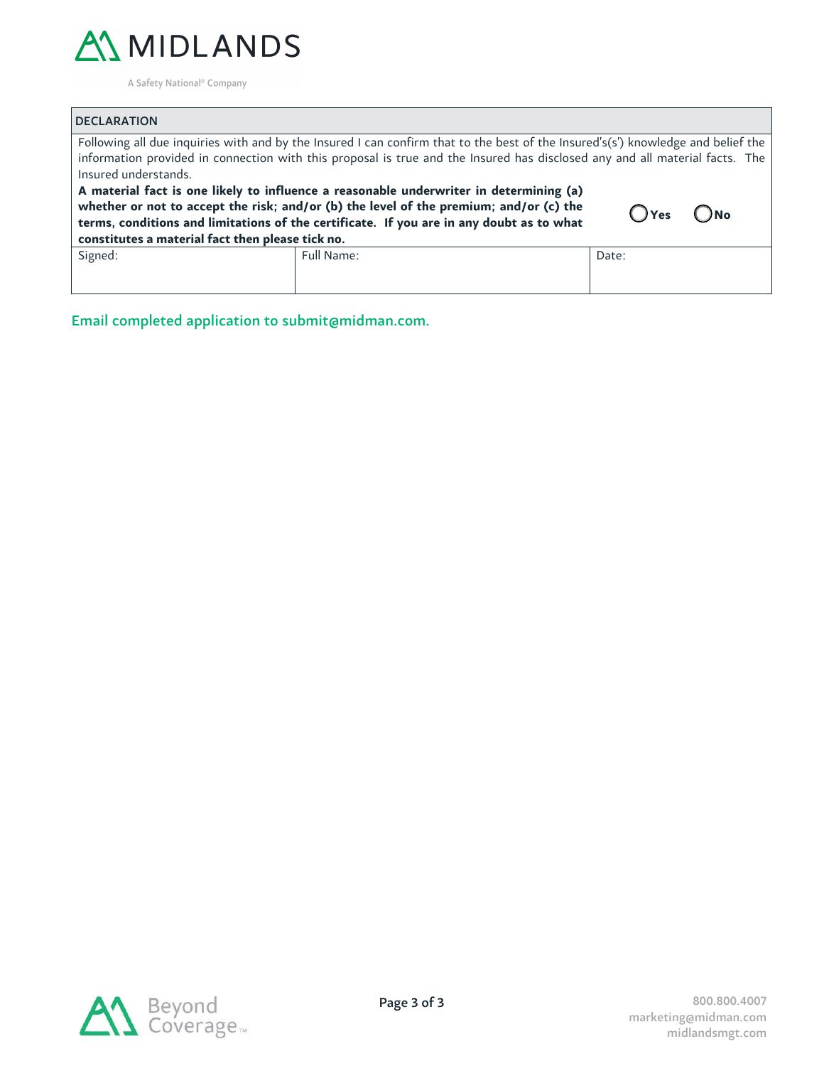MIDLANDS

A Safety National® Company

| DECLARATION | | |
|---|---|---|
| Following all due inquiries with and by the Insured I can confirm that to the best of the Insured's(s') knowledge and belief the information provided in connection with this proposal is true and the Insured has disclosed any and all material facts. The Insured understands. **A material fact is one likely to influence a reasonable underwriter in determining (a) whether or not to accept the risk; and/or (b) the level of the premium; and/or (c) the terms, conditions and limitations of the certificate. If you are in any doubt as to what constitutes a material fact then please tick no.** ◯ Yes ◯ No | | |
| Signed: | Full Name: | Date: |

Email completed application to submit@midman.com.

Beyond Coverage™

800.800.4007
marketing@midman.com
midlandsmgt.com